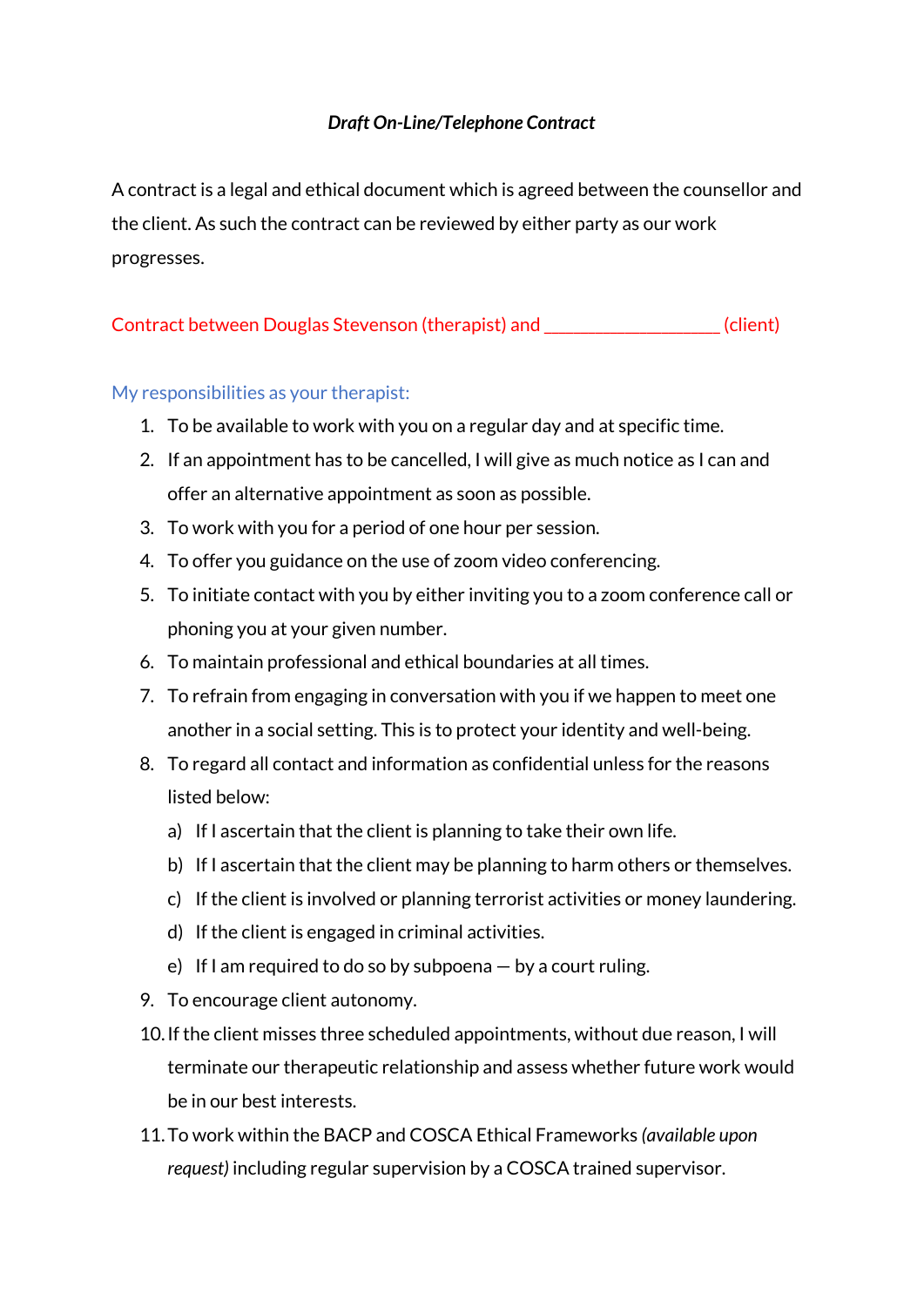# *Draft On-Line/Telephone Contract*

A contract is a legal and ethical document which is agreed between the counsellor and the client. As such the contract can be reviewed by either party as our work progresses.

Contract between Douglas Stevenson (therapist) and ___________________ (client)

## My responsibilities as your therapist:

1. To be available to work with you on a regular day and at specific time.
2. If an appointment has to be cancelled, I will give as much notice as I can and offer an alternative appointment as soon as possible.
3. To work with you for a period of one hour per session.
4. To offer you guidance on the use of zoom video conferencing.
5. To initiate contact with you by either inviting you to a zoom conference call or phoning you at your given number.
6. To maintain professional and ethical boundaries at all times.
7. To refrain from engaging in conversation with you if we happen to meet one another in a social setting. This is to protect your identity and well-being.
8. To regard all contact and information as confidential unless for the reasons listed below:
   a) If I ascertain that the client is planning to take their own life.
   b) If I ascertain that the client may be planning to harm others or themselves.
   c) If the client is involved or planning terrorist activities or money laundering.
   d) If the client is engaged in criminal activities.
   e) If I am required to do so by subpoena — by a court ruling.
9. To encourage client autonomy.
10. If the client misses three scheduled appointments, without due reason, I will terminate our therapeutic relationship and assess whether future work would be in our best interests.
11. To work within the BACP and COSCA Ethical Frameworks *(available upon request)* including regular supervision by a COSCA trained supervisor.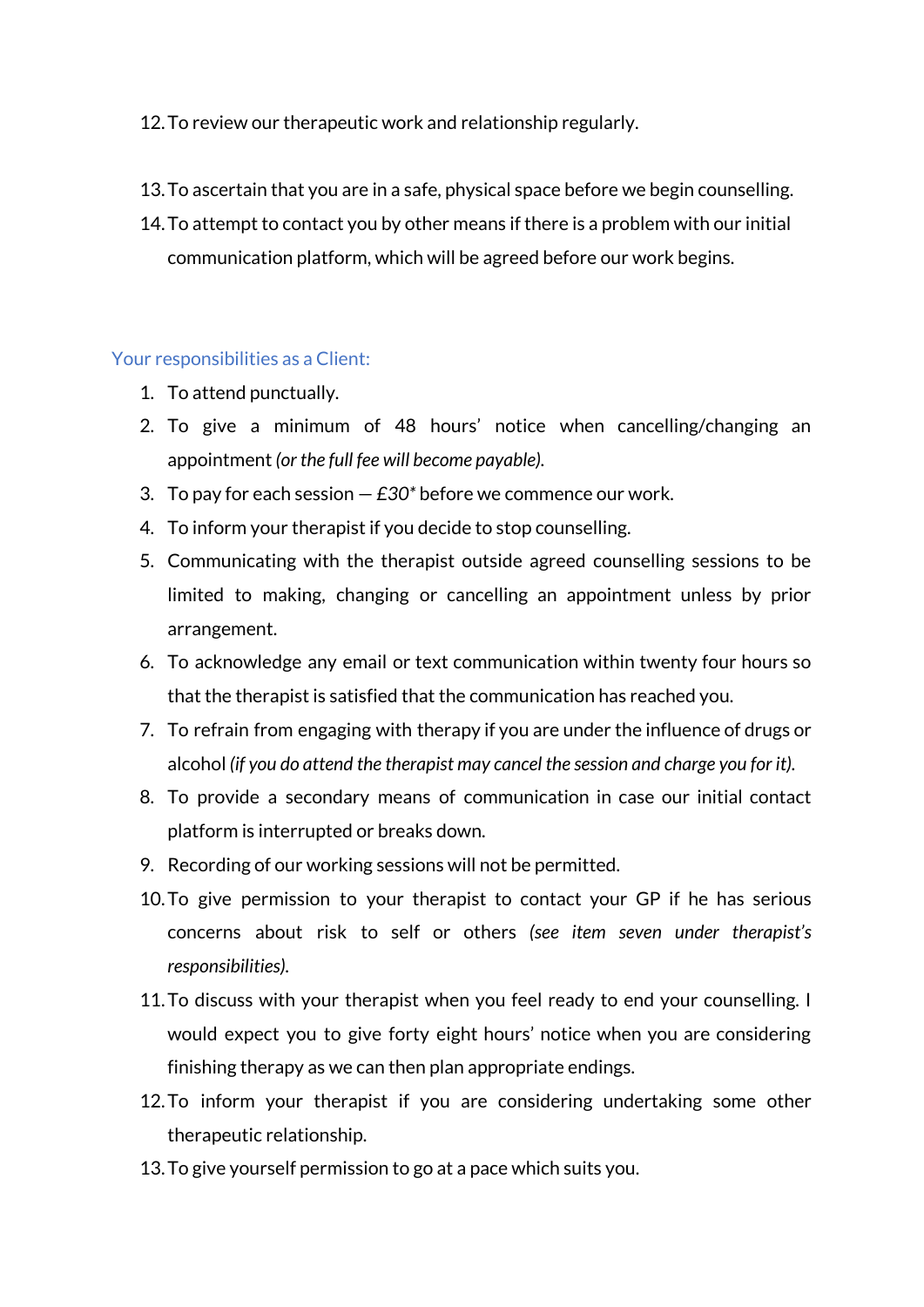12. To review our therapeutic work and relationship regularly.

13. To ascertain that you are in a safe, physical space before we begin counselling.
14. To attempt to contact you by other means if there is a problem with our initial communication platform, which will be agreed before our work begins.

## Your responsibilities as a Client:

1. To attend punctually.
2. To give a minimum of 48 hours' notice when cancelling/changing an appointment *(or the full fee will become payable).*
3. To pay for each session — *£30** before we commence our work.
4. To inform your therapist if you decide to stop counselling.
5. Communicating with the therapist outside agreed counselling sessions to be limited to making, changing or cancelling an appointment unless by prior arrangement.
6. To acknowledge any email or text communication within twenty four hours so that the therapist is satisfied that the communication has reached you.
7. To refrain from engaging with therapy if you are under the influence of drugs or alcohol *(if you do attend the therapist may cancel the session and charge you for it).*
8. To provide a secondary means of communication in case our initial contact platform is interrupted or breaks down.
9. Recording of our working sessions will not be permitted.
10. To give permission to your therapist to contact your GP if he has serious concerns about risk to self or others *(see item seven under therapist's responsibilities).*
11. To discuss with your therapist when you feel ready to end your counselling. I would expect you to give forty eight hours' notice when you are considering finishing therapy as we can then plan appropriate endings.
12. To inform your therapist if you are considering undertaking some other therapeutic relationship.
13. To give yourself permission to go at a pace which suits you.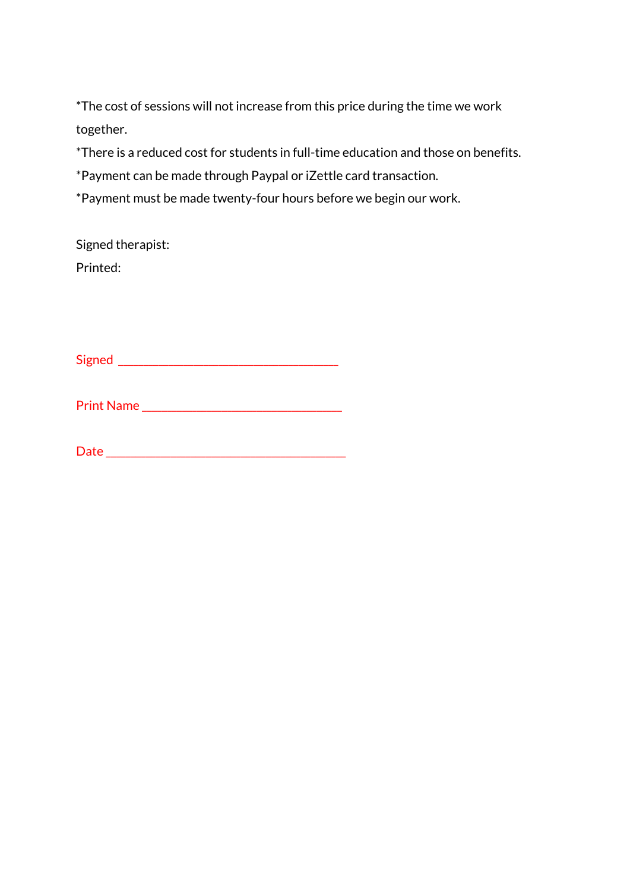*The cost of sessions will not increase from this price during the time we work together.

*There is a reduced cost for students in full-time education and those on benefits.

*Payment can be made through Paypal or iZettle card transaction.

*Payment must be made twenty-four hours before we begin our work.

Signed therapist:

Printed:

Signed ___________________________________

Print Name _______________________________

Date ______________________________________